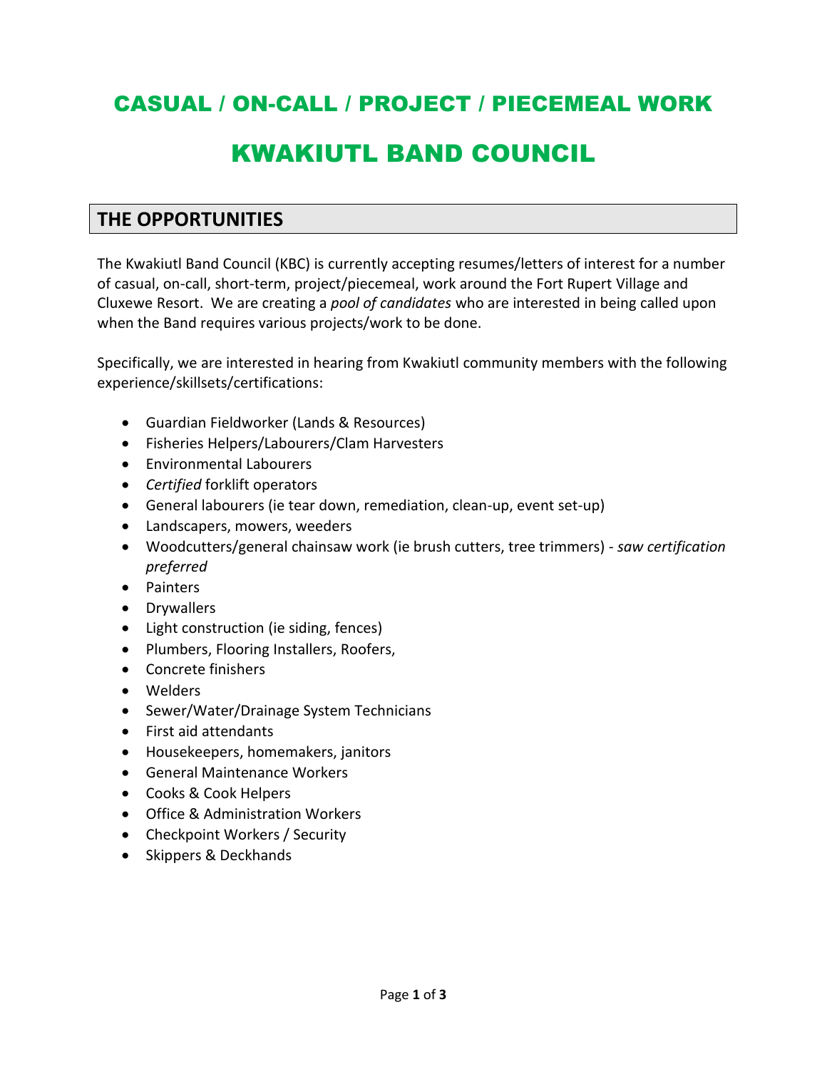# CASUAL / ON-CALL / PROJECT / PIECEMEAL WORK

# KWAKIUTL BAND COUNCIL

## THE OPPORTUNITIES

The Kwakiutl Band Council (KBC) is currently accepting resumes/letters of interest for a number of casual, on-call, short-term, project/piecemeal, work around the Fort Rupert Village and Cluxewe Resort. We are creating a *pool of candidates* who are interested in being called upon when the Band requires various projects/work to be done.

Specifically, we are interested in hearing from Kwakiutl community members with the following experience/skillsets/certifications:

- Guardian Fieldworker (Lands & Resources)
- Fisheries Helpers/Labourers/Clam Harvesters
- Environmental Labourers
- *Certified* forklift operators
- General labourers (ie tear down, remediation, clean-up, event set-up)
- Landscapers, mowers, weeders
- Woodcutters/general chainsaw work (ie brush cutters, tree trimmers) - *saw certification preferred*
- Painters
- Drywallers
- Light construction (ie siding, fences)
- Plumbers, Flooring Installers, Roofers,
- Concrete finishers
- Welders
- Sewer/Water/Drainage System Technicians
- First aid attendants
- Housekeepers, homemakers, janitors
- General Maintenance Workers
- Cooks & Cook Helpers
- Office & Administration Workers
- Checkpoint Workers / Security
- Skippers & Deckhands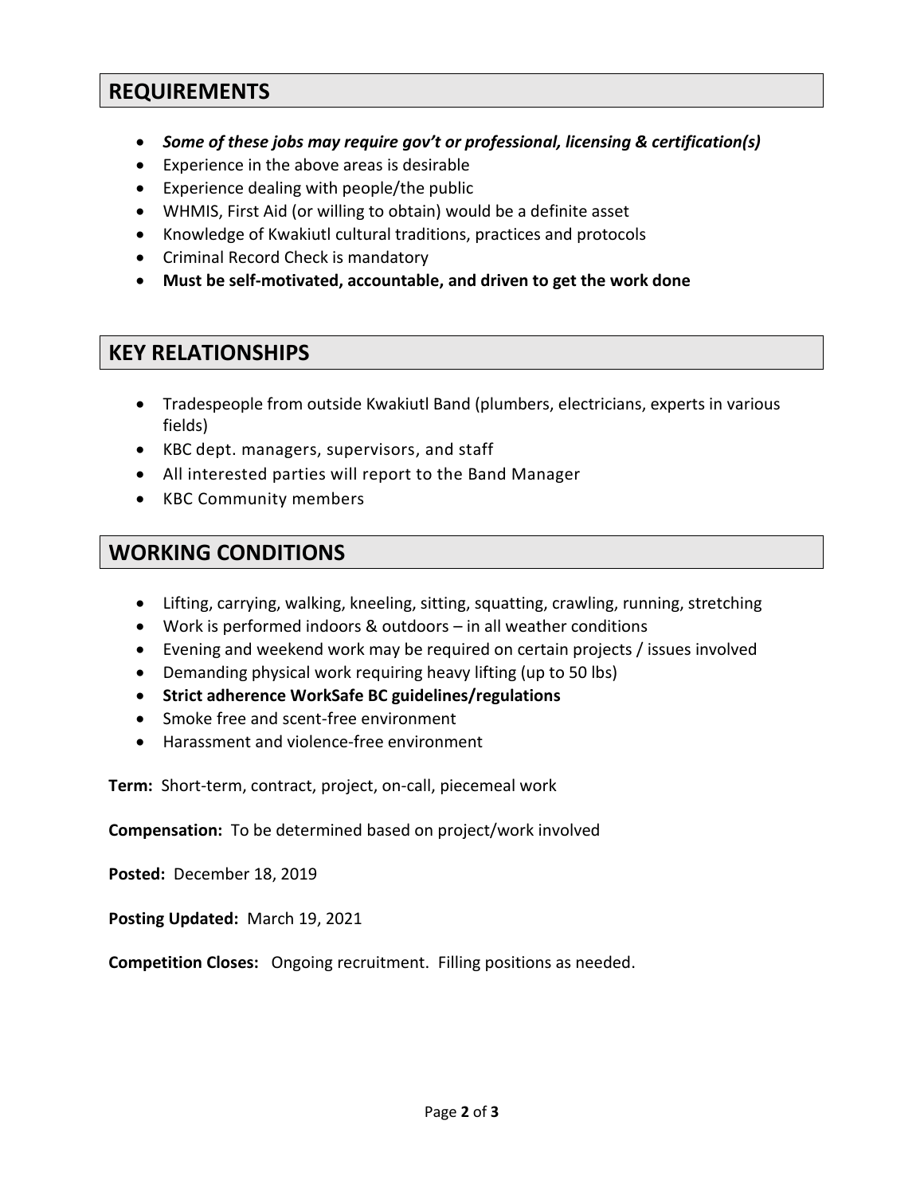## REQUIREMENTS

- ***Some of these jobs may require gov't or professional, licensing & certification(s)***
- Experience in the above areas is desirable
- Experience dealing with people/the public
- WHMIS, First Aid (or willing to obtain) would be a definite asset
- Knowledge of Kwakiutl cultural traditions, practices and protocols
- Criminal Record Check is mandatory
- **Must be self-motivated, accountable, and driven to get the work done**

## KEY RELATIONSHIPS

- Tradespeople from outside Kwakiutl Band (plumbers, electricians, experts in various fields)
- KBC dept. managers, supervisors, and staff
- All interested parties will report to the Band Manager
- KBC Community members

## WORKING CONDITIONS

- Lifting, carrying, walking, kneeling, sitting, squatting, crawling, running, stretching
- Work is performed indoors & outdoors – in all weather conditions
- Evening and weekend work may be required on certain projects / issues involved
- Demanding physical work requiring heavy lifting (up to 50 lbs)
- **Strict adherence WorkSafe BC guidelines/regulations**
- Smoke free and scent-free environment
- Harassment and violence-free environment

**Term:** Short-term, contract, project, on-call, piecemeal work

**Compensation:** To be determined based on project/work involved

**Posted:** December 18, 2019

**Posting Updated:** March 19, 2021

**Competition Closes:** Ongoing recruitment. Filling positions as needed.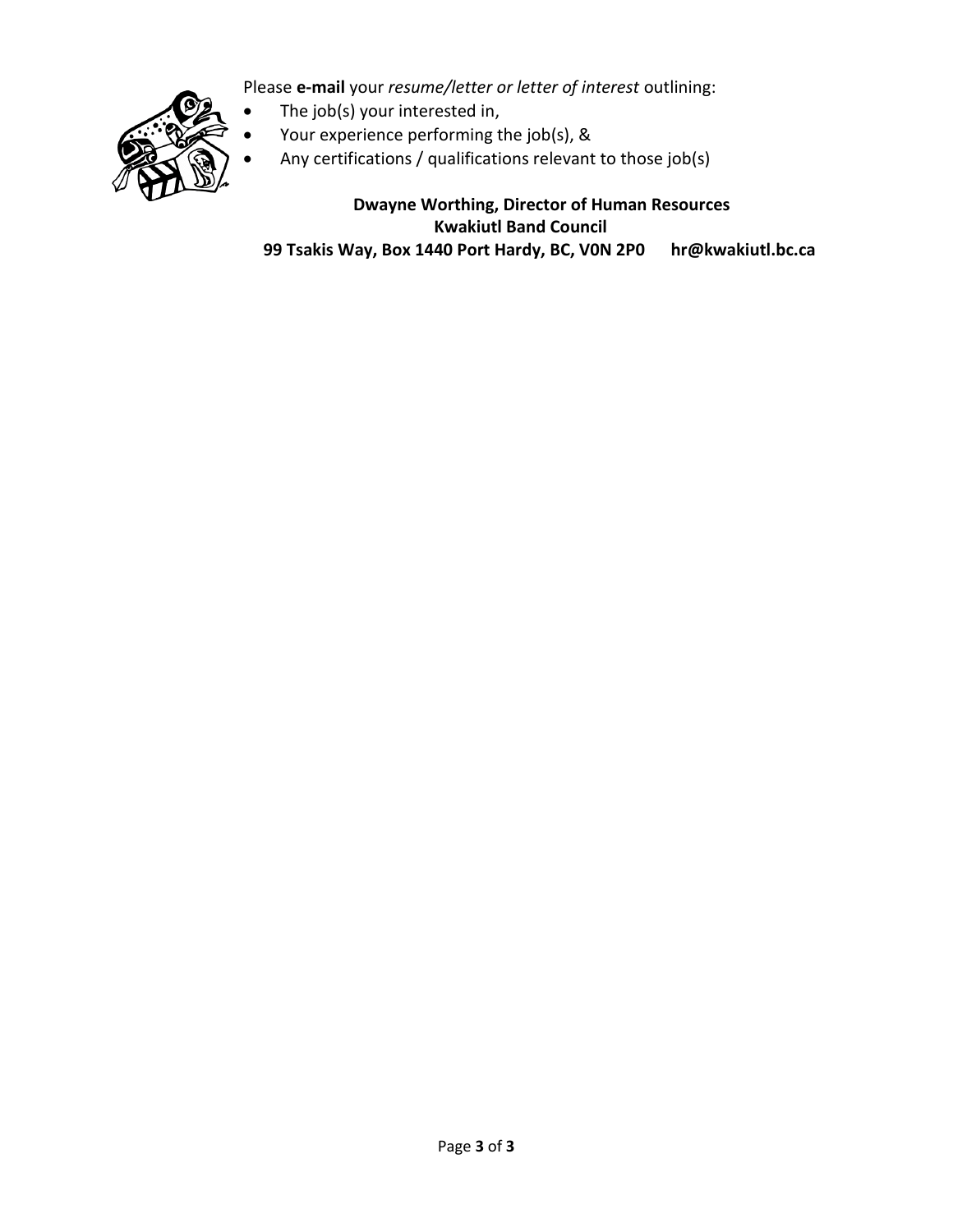Please **e-mail** your *resume/letter or letter of interest* outlining:

- The job(s) your interested in,
- Your experience performing the job(s), &
- Any certifications / qualifications relevant to those job(s)

**Dwayne Worthing, Director of Human Resources**
**Kwakiutl Band Council**
**99 Tsakis Way, Box 1440 Port Hardy, BC, V0N 2P0 hr@kwakiutl.bc.ca**